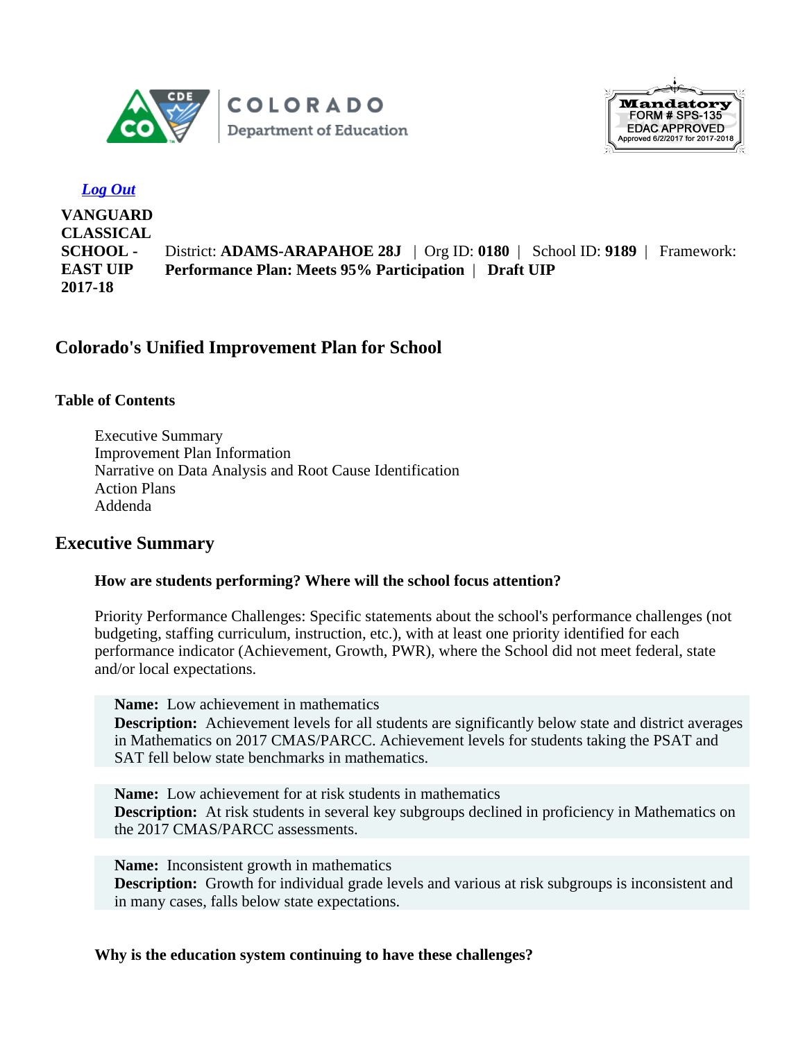COLORADO Department of Education

Mandatory FORM # SPS-135 EDAC APPROVED Approved 6/2/2017 for 2017-2018

*Log Out*

**VANGUARD CLASSICAL SCHOOL - EAST UIP 2017-18** District: **ADAMS-ARAPAHOE 28J** | Org ID: **0180** | School ID: **9189** | Framework: **Performance Plan: Meets 95% Participation** | **Draft UIP**

## Colorado's Unified Improvement Plan for School

### Table of Contents

- Executive Summary
- Improvement Plan Information
- Narrative on Data Analysis and Root Cause Identification
- Action Plans
- Addenda

## Executive Summary

### How are students performing? Where will the school focus attention?

Priority Performance Challenges: Specific statements about the school's performance challenges (not budgeting, staffing curriculum, instruction, etc.), with at least one priority identified for each performance indicator (Achievement, Growth, PWR), where the School did not meet federal, state and/or local expectations.

**Name:** Low achievement in mathematics
**Description:** Achievement levels for all students are significantly below state and district averages in Mathematics on 2017 CMAS/PARCC. Achievement levels for students taking the PSAT and SAT fell below state benchmarks in mathematics.

**Name:** Low achievement for at risk students in mathematics
**Description:** At risk students in several key subgroups declined in proficiency in Mathematics on the 2017 CMAS/PARCC assessments.

**Name:** Inconsistent growth in mathematics
**Description:** Growth for individual grade levels and various at risk subgroups is inconsistent and in many cases, falls below state expectations.

### Why is the education system continuing to have these challenges?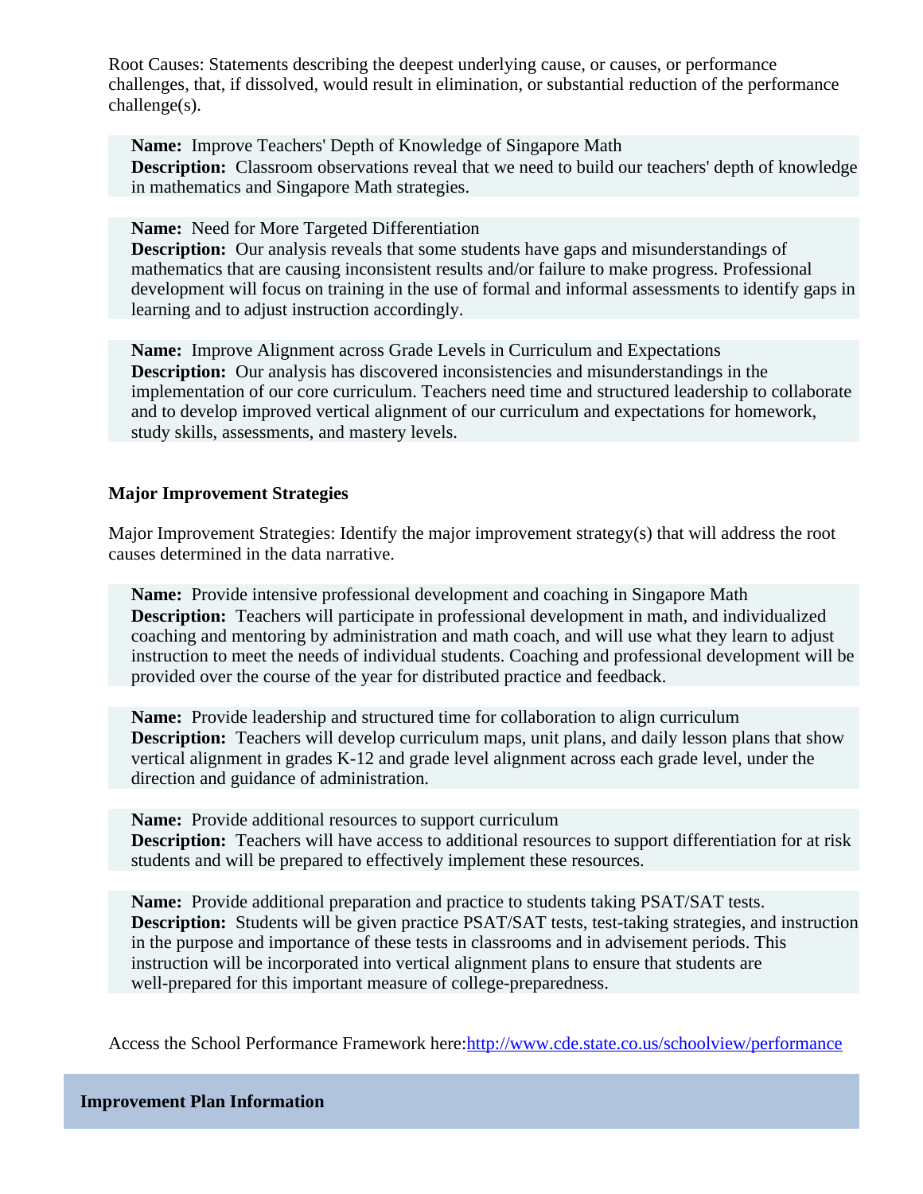Root Causes: Statements describing the deepest underlying cause, or causes, or performance challenges, that, if dissolved, would result in elimination, or substantial reduction of the performance challenge(s).

**Name:** Improve Teachers' Depth of Knowledge of Singapore Math
**Description:** Classroom observations reveal that we need to build our teachers' depth of knowledge in mathematics and Singapore Math strategies.

**Name:** Need for More Targeted Differentiation
**Description:** Our analysis reveals that some students have gaps and misunderstandings of mathematics that are causing inconsistent results and/or failure to make progress. Professional development will focus on training in the use of formal and informal assessments to identify gaps in learning and to adjust instruction accordingly.

**Name:** Improve Alignment across Grade Levels in Curriculum and Expectations
**Description:** Our analysis has discovered inconsistencies and misunderstandings in the implementation of our core curriculum. Teachers need time and structured leadership to collaborate and to develop improved vertical alignment of our curriculum and expectations for homework, study skills, assessments, and mastery levels.

**Major Improvement Strategies**

Major Improvement Strategies: Identify the major improvement strategy(s) that will address the root causes determined in the data narrative.

**Name:** Provide intensive professional development and coaching in Singapore Math
**Description:** Teachers will participate in professional development in math, and individualized coaching and mentoring by administration and math coach, and will use what they learn to adjust instruction to meet the needs of individual students. Coaching and professional development will be provided over the course of the year for distributed practice and feedback.

**Name:** Provide leadership and structured time for collaboration to align curriculum
**Description:** Teachers will develop curriculum maps, unit plans, and daily lesson plans that show vertical alignment in grades K-12 and grade level alignment across each grade level, under the direction and guidance of administration.

**Name:** Provide additional resources to support curriculum
**Description:** Teachers will have access to additional resources to support differentiation for at risk students and will be prepared to effectively implement these resources.

**Name:** Provide additional preparation and practice to students taking PSAT/SAT tests.
**Description:** Students will be given practice PSAT/SAT tests, test-taking strategies, and instruction in the purpose and importance of these tests in classrooms and in advisement periods. This instruction will be incorporated into vertical alignment plans to ensure that students are well-prepared for this important measure of college-preparedness.

Access the School Performance Framework here:[http://www.cde.state.co.us/schoolview/performance](http://www.cde.state.co.us/schoolview/performance)

**Improvement Plan Information**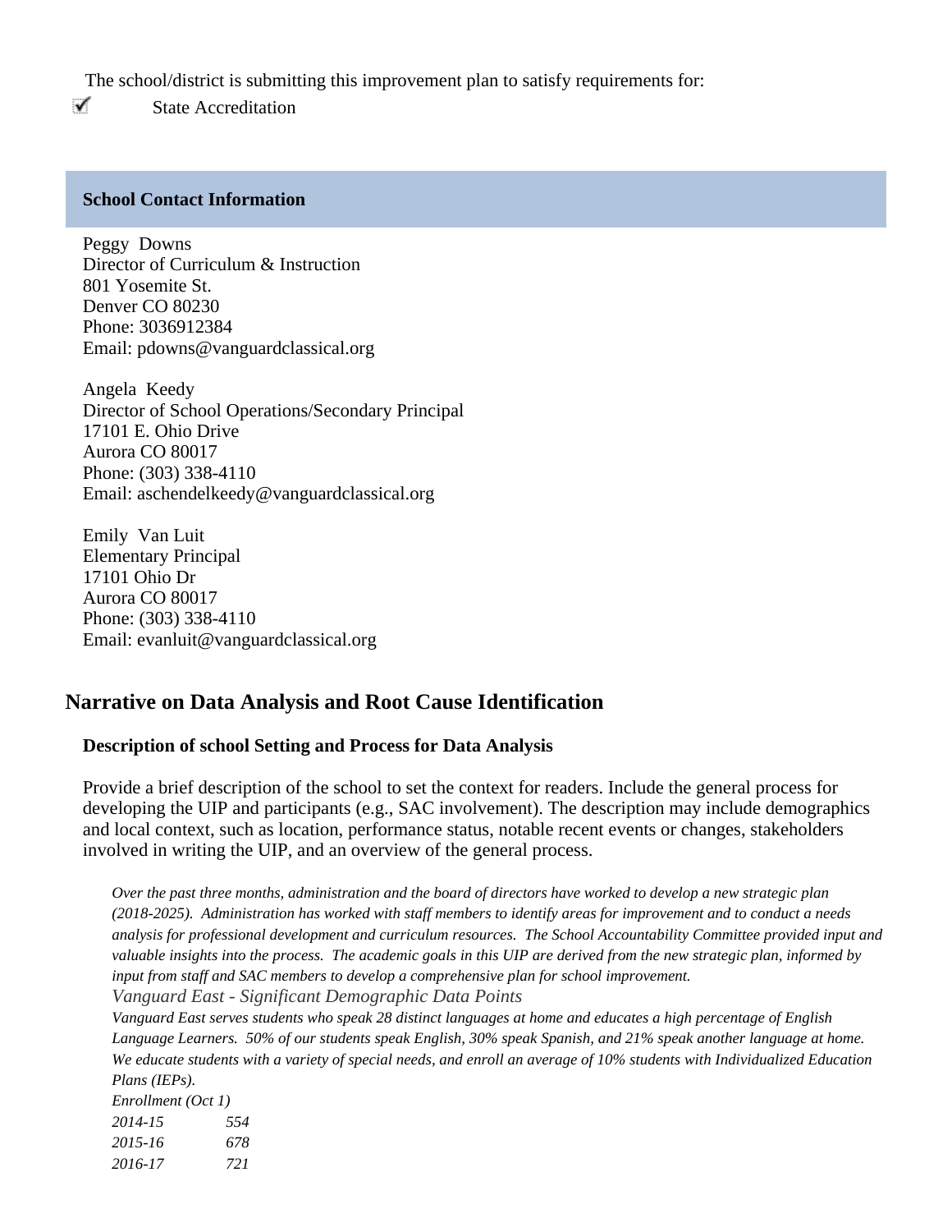The school/district is submitting this improvement plan to satisfy requirements for:

☑ State Accreditation

## School Contact Information

Peggy Downs
Director of Curriculum & Instruction
801 Yosemite St.
Denver CO 80230
Phone: 3036912384
Email: pdowns@vanguardclassical.org

Angela Keedy
Director of School Operations/Secondary Principal
17101 E. Ohio Drive
Aurora CO 80017
Phone: (303) 338-4110
Email: aschendelkeedy@vanguardclassical.org

Emily Van Luit
Elementary Principal
17101 Ohio Dr
Aurora CO 80017
Phone: (303) 338-4110
Email: evanluit@vanguardclassical.org

# Narrative on Data Analysis and Root Cause Identification

### Description of school Setting and Process for Data Analysis

Provide a brief description of the school to set the context for readers. Include the general process for developing the UIP and participants (e.g., SAC involvement). The description may include demographics and local context, such as location, performance status, notable recent events or changes, stakeholders involved in writing the UIP, and an overview of the general process.

*Over the past three months, administration and the board of directors have worked to develop a new strategic plan (2018-2025). Administration has worked with staff members to identify areas for improvement and to conduct a needs analysis for professional development and curriculum resources. The School Accountability Committee provided input and valuable insights into the process. The academic goals in this UIP are derived from the new strategic plan, informed by input from staff and SAC members to develop a comprehensive plan for school improvement.*

*Vanguard East - Significant Demographic Data Points*

*Vanguard East serves students who speak 28 distinct languages at home and educates a high percentage of English Language Learners. 50% of our students speak English, 30% speak Spanish, and 21% speak another language at home. We educate students with a variety of special needs, and enroll an average of 10% students with Individualized Education Plans (IEPs).*

*Enrollment (Oct 1)*

| | |
|---|---|
| *2014-15* | *554* |
| *2015-16* | *678* |
| *2016-17* | *721* |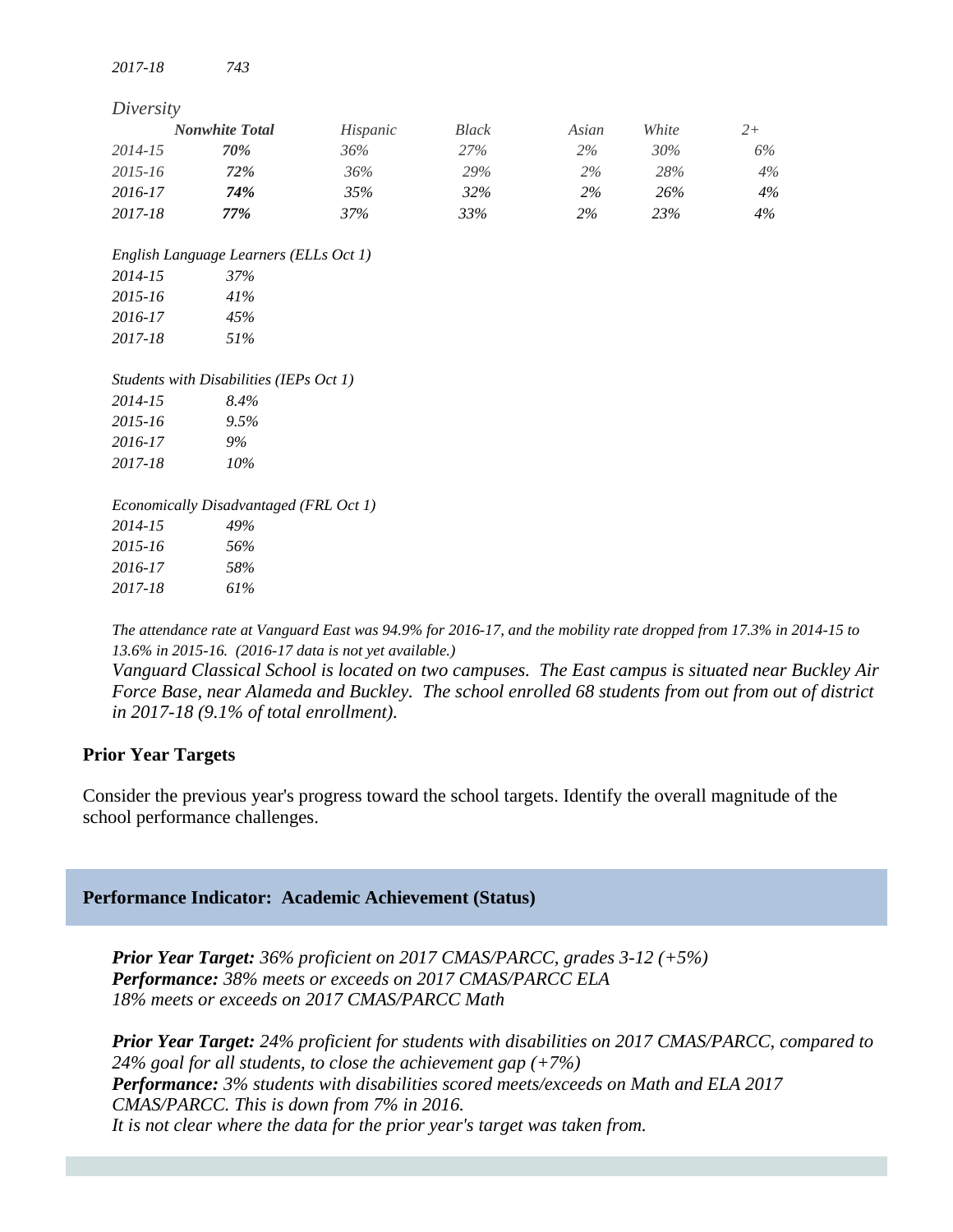| *2017-18* | *743* |
|---|---|

*Diversity*

| | ***Nonwhite Total*** | *Hispanic* | *Black* | *Asian* | *White* | *2+* |
|---|---|---|---|---|---|---|
| *2014-15* | ***70%*** | *36%* | *27%* | *2%* | *30%* | *6%* |
| *2015-16* | ***72%*** | *36%* | *29%* | *2%* | *28%* | *4%* |
| *2016-17* | ***74%*** | *35%* | *32%* | *2%* | *26%* | *4%* |
| *2017-18* | ***77%*** | *37%* | *33%* | *2%* | *23%* | *4%* |

*English Language Learners (ELLs Oct 1)*

| | |
|---|---|
| *2014-15* | *37%* |
| *2015-16* | *41%* |
| *2016-17* | *45%* |
| *2017-18* | *51%* |

*Students with Disabilities (IEPs Oct 1)*

| | |
|---|---|
| *2014-15* | *8.4%* |
| *2015-16* | *9.5%* |
| *2016-17* | *9%* |
| *2017-18* | *10%* |

*Economically Disadvantaged (FRL Oct 1)*

| | |
|---|---|
| *2014-15* | *49%* |
| *2015-16* | *56%* |
| *2016-17* | *58%* |
| *2017-18* | *61%* |

*The attendance rate at Vanguard East was 94.9% for 2016-17, and the mobility rate dropped from 17.3% in 2014-15 to 13.6% in 2015-16. (2016-17 data is not yet available.)*
*Vanguard Classical School is located on two campuses. The East campus is situated near Buckley Air Force Base, near Alameda and Buckley. The school enrolled 68 students from out from out of district in 2017-18 (9.1% of total enrollment).*

## Prior Year Targets

Consider the previous year's progress toward the school targets. Identify the overall magnitude of the school performance challenges.

### Performance Indicator: Academic Achievement (Status)

***Prior Year Target:*** *36% proficient on 2017 CMAS/PARCC, grades 3-12 (+5%)*
***Performance:*** *38% meets or exceeds on 2017 CMAS/PARCC ELA*
*18% meets or exceeds on 2017 CMAS/PARCC Math*

***Prior Year Target:*** *24% proficient for students with disabilities on 2017 CMAS/PARCC, compared to 24% goal for all students, to close the achievement gap (+7%)*
***Performance:*** *3% students with disabilities scored meets/exceeds on Math and ELA 2017 CMAS/PARCC. This is down from 7% in 2016.*
*It is not clear where the data for the prior year's target was taken from.*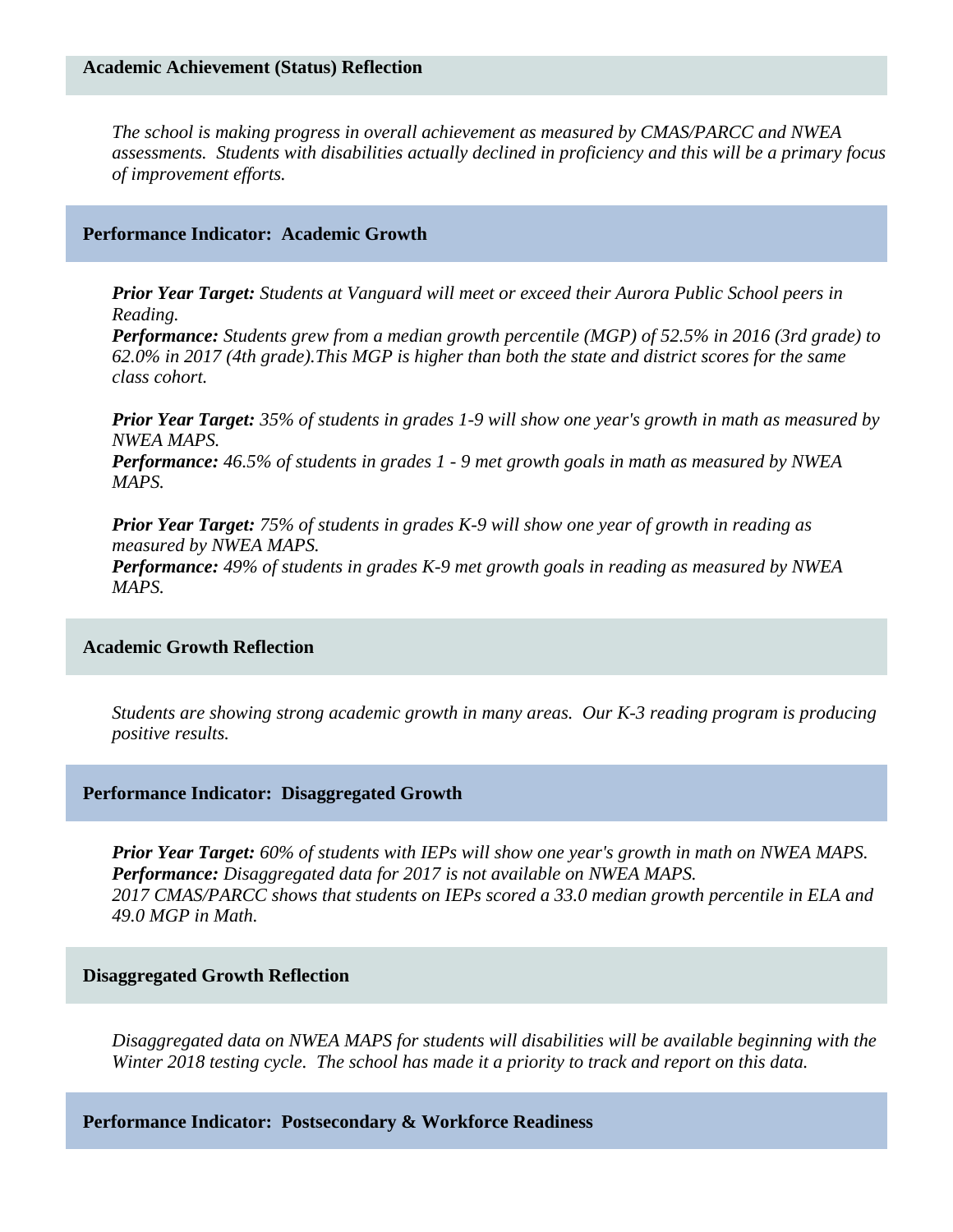### Academic Achievement (Status) Reflection

*The school is making progress in overall achievement as measured by CMAS/PARCC and NWEA assessments. Students with disabilities actually declined in proficiency and this will be a primary focus of improvement efforts.*

### Performance Indicator: Academic Growth

***Prior Year Target:*** *Students at Vanguard will meet or exceed their Aurora Public School peers in Reading.*
***Performance:*** *Students grew from a median growth percentile (MGP) of 52.5% in 2016 (3rd grade) to 62.0% in 2017 (4th grade).This MGP is higher than both the state and district scores for the same class cohort.*

***Prior Year Target:*** *35% of students in grades 1-9 will show one year's growth in math as measured by NWEA MAPS.*
***Performance:*** *46.5% of students in grades 1 - 9 met growth goals in math as measured by NWEA MAPS.*

***Prior Year Target:*** *75% of students in grades K-9 will show one year of growth in reading as measured by NWEA MAPS.*
***Performance:*** *49% of students in grades K-9 met growth goals in reading as measured by NWEA MAPS.*

### Academic Growth Reflection

*Students are showing strong academic growth in many areas. Our K-3 reading program is producing positive results.*

### Performance Indicator: Disaggregated Growth

***Prior Year Target:*** *60% of students with IEPs will show one year's growth in math on NWEA MAPS.*
***Performance:*** *Disaggregated data for 2017 is not available on NWEA MAPS.*
*2017 CMAS/PARCC shows that students on IEPs scored a 33.0 median growth percentile in ELA and 49.0 MGP in Math.*

### Disaggregated Growth Reflection

*Disaggregated data on NWEA MAPS for students will disabilities will be available beginning with the Winter 2018 testing cycle. The school has made it a priority to track and report on this data.*

### Performance Indicator: Postsecondary & Workforce Readiness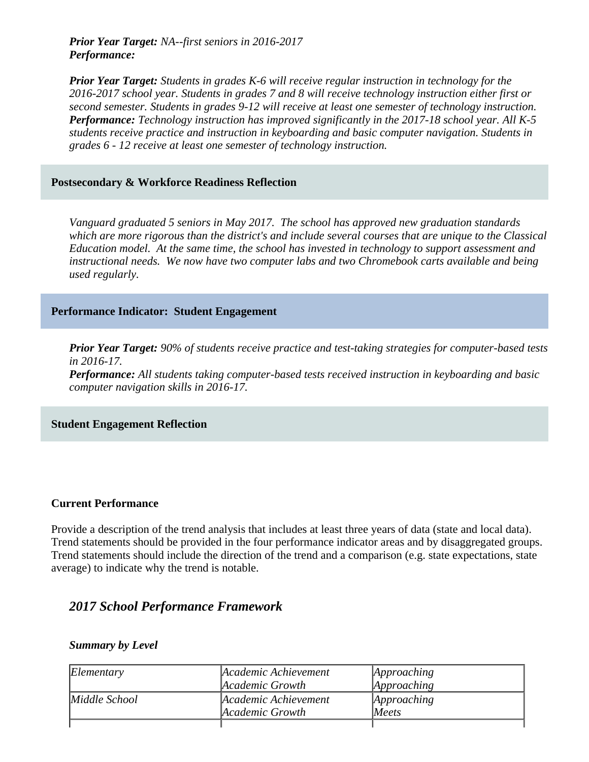***Prior Year Target:*** *NA--first seniors in 2016-2017*
***Performance:***

***Prior Year Target:*** *Students in grades K-6 will receive regular instruction in technology for the 2016-2017 school year. Students in grades 7 and 8 will receive technology instruction either first or second semester. Students in grades 9-12 will receive at least one semester of technology instruction.*
***Performance:*** *Technology instruction has improved significantly in the 2017-18 school year. All K-5 students receive practice and instruction in keyboarding and basic computer navigation. Students in grades 6 - 12 receive at least one semester of technology instruction.*

**Postsecondary & Workforce Readiness Reflection**

*Vanguard graduated 5 seniors in May 2017. The school has approved new graduation standards which are more rigorous than the district's and include several courses that are unique to the Classical Education model. At the same time, the school has invested in technology to support assessment and instructional needs. We now have two computer labs and two Chromebook carts available and being used regularly.*

**Performance Indicator: Student Engagement**

***Prior Year Target:*** *90% of students receive practice and test-taking strategies for computer-based tests in 2016-17.*
***Performance:*** *All students taking computer-based tests received instruction in keyboarding and basic computer navigation skills in 2016-17.*

**Student Engagement Reflection**

**Current Performance**

Provide a description of the trend analysis that includes at least three years of data (state and local data). Trend statements should be provided in the four performance indicator areas and by disaggregated groups. Trend statements should include the direction of the trend and a comparison (e.g. state expectations, state average) to indicate why the trend is notable.

## *2017 School Performance Framework*

***Summary by Level***

| | | |
|---|---|---|
| *Elementary* | *Academic Achievement*<br>*Academic Growth* | *Approaching*<br>*Approaching* |
| *Middle School* | *Academic Achievement*<br>*Academic Growth* | *Approaching*<br>*Meets* |
| | | |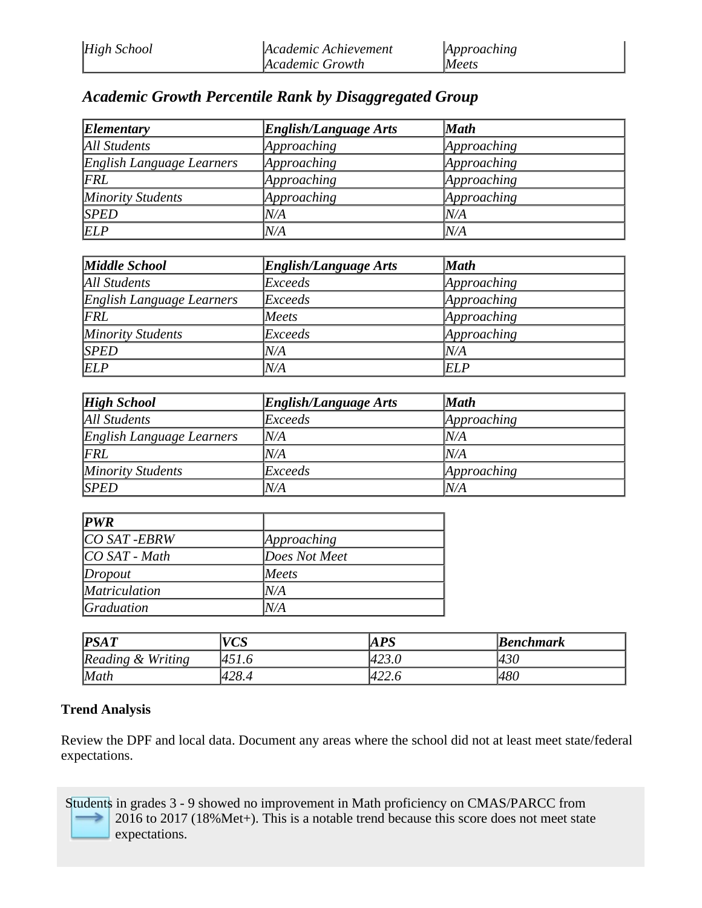| *High School* | *Academic Achievement*<br>*Academic Growth* | *Approaching*<br>*Meets* |
|---|---|---|

### *Academic Growth Percentile Rank by Disaggregated Group*

| ***Elementary*** | ***English/Language Arts*** | ***Math*** |
|---|---|---|
| *All Students* | *Approaching* | *Approaching* |
| *English Language Learners* | *Approaching* | *Approaching* |
| *FRL* | *Approaching* | *Approaching* |
| *Minority Students* | *Approaching* | *Approaching* |
| *SPED* | *N/A* | *N/A* |
| *ELP* | *N/A* | *N/A* |

| ***Middle School*** | ***English/Language Arts*** | ***Math*** |
|---|---|---|
| *All Students* | *Exceeds* | *Approaching* |
| *English Language Learners* | *Exceeds* | *Approaching* |
| *FRL* | *Meets* | *Approaching* |
| *Minority Students* | *Exceeds* | *Approaching* |
| *SPED* | *N/A* | *N/A* |
| *ELP* | *N/A* | *ELP* |

| ***High School*** | ***English/Language Arts*** | ***Math*** |
|---|---|---|
| *All Students* | *Exceeds* | *Approaching* |
| *English Language Learners* | *N/A* | *N/A* |
| *FRL* | *N/A* | *N/A* |
| *Minority Students* | *Exceeds* | *Approaching* |
| *SPED* | *N/A* | *N/A* |

| ***PWR*** | |
|---|---|
| *CO SAT -EBRW* | *Approaching* |
| *CO SAT - Math* | *Does Not Meet* |
| *Dropout* | *Meets* |
| *Matriculation* | *N/A* |
| *Graduation* | *N/A* |

| ***PSAT*** | ***VCS*** | ***APS*** | ***Benchmark*** |
|---|---|---|---|
| *Reading & Writing* | *451.6* | *423.0* | *430* |
| *Math* | *428.4* | *422.6* | *480* |

**Trend Analysis**

Review the DPF and local data. Document any areas where the school did not at least meet state/federal expectations.

Students in grades 3 - 9 showed no improvement in Math proficiency on CMAS/PARCC from 2016 to 2017 (18%Met+). This is a notable trend because this score does not meet state expectations.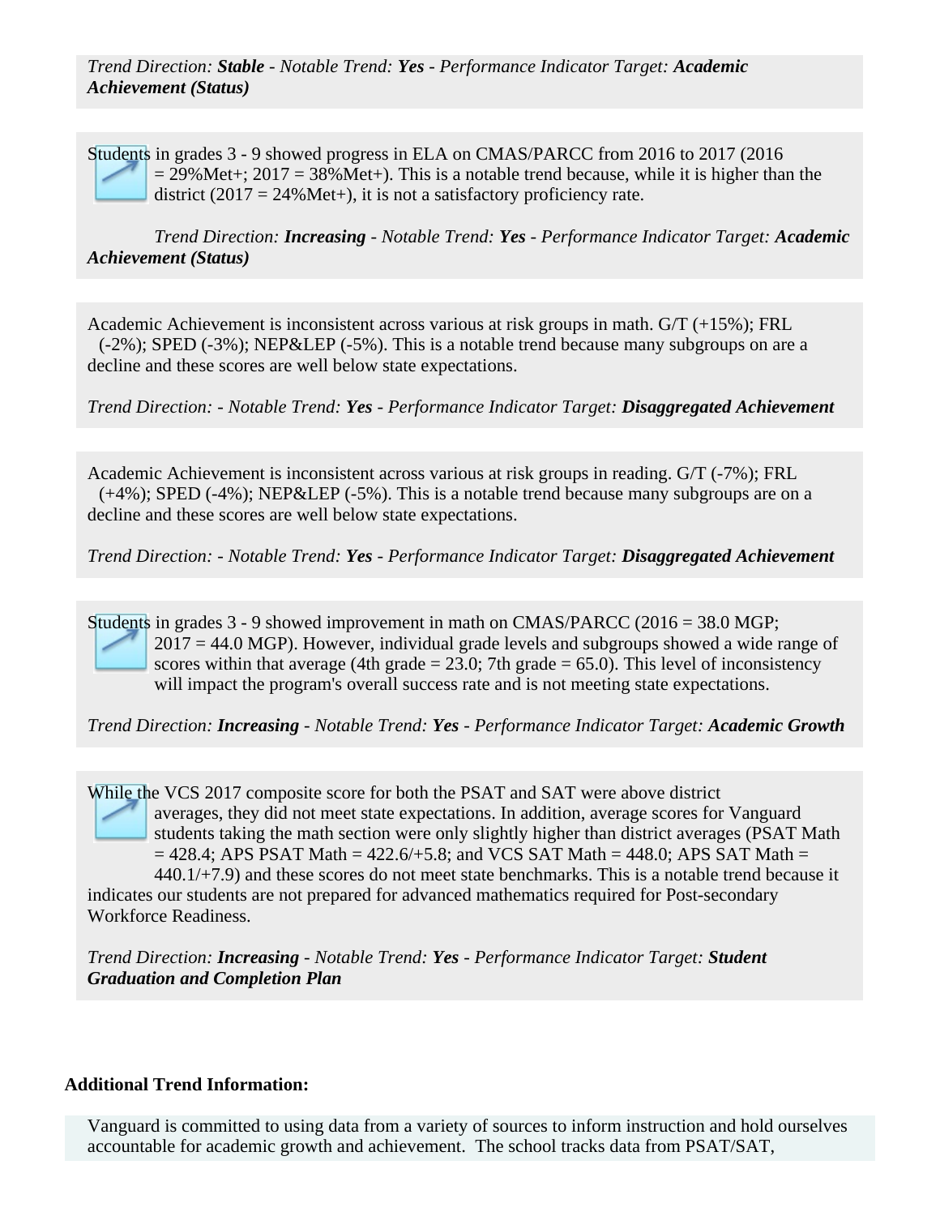*Trend Direction: **Stable** - Notable Trend: **Yes** - Performance Indicator Target: **Academic Achievement (Status)***

Students in grades 3 - 9 showed progress in ELA on CMAS/PARCC from 2016 to 2017 (2016 = 29%Met+; 2017 = 38%Met+). This is a notable trend because, while it is higher than the district (2017 = 24%Met+), it is not a satisfactory proficiency rate.

*Trend Direction: **Increasing** - Notable Trend: **Yes** - Performance Indicator Target: **Academic Achievement (Status)***

Academic Achievement is inconsistent across various at risk groups in math. G/T (+15%); FRL (-2%); SPED (-3%); NEP&LEP (-5%). This is a notable trend because many subgroups on are a decline and these scores are well below state expectations.

*Trend Direction: - Notable Trend: **Yes** - Performance Indicator Target: **Disaggregated Achievement***

Academic Achievement is inconsistent across various at risk groups in reading. G/T (-7%); FRL (+4%); SPED (-4%); NEP&LEP (-5%). This is a notable trend because many subgroups are on a decline and these scores are well below state expectations.

*Trend Direction: - Notable Trend: **Yes** - Performance Indicator Target: **Disaggregated Achievement***

Students in grades 3 - 9 showed improvement in math on CMAS/PARCC (2016 = 38.0 MGP; 2017 = 44.0 MGP). However, individual grade levels and subgroups showed a wide range of scores within that average (4th grade = 23.0; 7th grade = 65.0). This level of inconsistency will impact the program's overall success rate and is not meeting state expectations.

*Trend Direction: **Increasing** - Notable Trend: **Yes** - Performance Indicator Target: **Academic Growth***

While the VCS 2017 composite score for both the PSAT and SAT were above district averages, they did not meet state expectations. In addition, average scores for Vanguard students taking the math section were only slightly higher than district averages (PSAT Math = 428.4; APS PSAT Math = 422.6/+5.8; and VCS SAT Math = 448.0; APS SAT Math = 440.1/+7.9) and these scores do not meet state benchmarks. This is a notable trend because it indicates our students are not prepared for advanced mathematics required for Post-secondary Workforce Readiness.

*Trend Direction: **Increasing** - Notable Trend: **Yes** - Performance Indicator Target: **Student Graduation and Completion Plan***

**Additional Trend Information:**

Vanguard is committed to using data from a variety of sources to inform instruction and hold ourselves accountable for academic growth and achievement. The school tracks data from PSAT/SAT,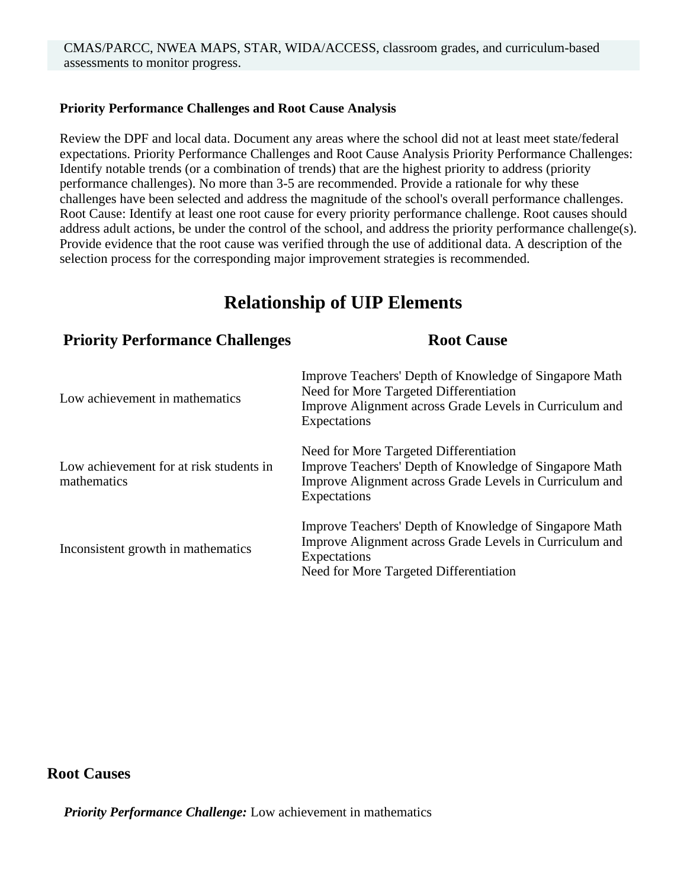CMAS/PARCC, NWEA MAPS, STAR, WIDA/ACCESS, classroom grades, and curriculum-based assessments to monitor progress.

**Priority Performance Challenges and Root Cause Analysis**

Review the DPF and local data. Document any areas where the school did not at least meet state/federal expectations. Priority Performance Challenges and Root Cause Analysis Priority Performance Challenges: Identify notable trends (or a combination of trends) that are the highest priority to address (priority performance challenges). No more than 3-5 are recommended. Provide a rationale for why these challenges have been selected and address the magnitude of the school's overall performance challenges. Root Cause: Identify at least one root cause for every priority performance challenge. Root causes should address adult actions, be under the control of the school, and address the priority performance challenge(s). Provide evidence that the root cause was verified through the use of additional data. A description of the selection process for the corresponding major improvement strategies is recommended.

# Relationship of UIP Elements

| Priority Performance Challenges | Root Cause |
|---|---|
| Low achievement in mathematics | Improve Teachers' Depth of Knowledge of Singapore Math<br>Need for More Targeted Differentiation<br>Improve Alignment across Grade Levels in Curriculum and Expectations |
| Low achievement for at risk students in mathematics | Need for More Targeted Differentiation<br>Improve Teachers' Depth of Knowledge of Singapore Math<br>Improve Alignment across Grade Levels in Curriculum and Expectations |
| Inconsistent growth in mathematics | Improve Teachers' Depth of Knowledge of Singapore Math<br>Improve Alignment across Grade Levels in Curriculum and Expectations<br>Need for More Targeted Differentiation |

## Root Causes

***Priority Performance Challenge:*** Low achievement in mathematics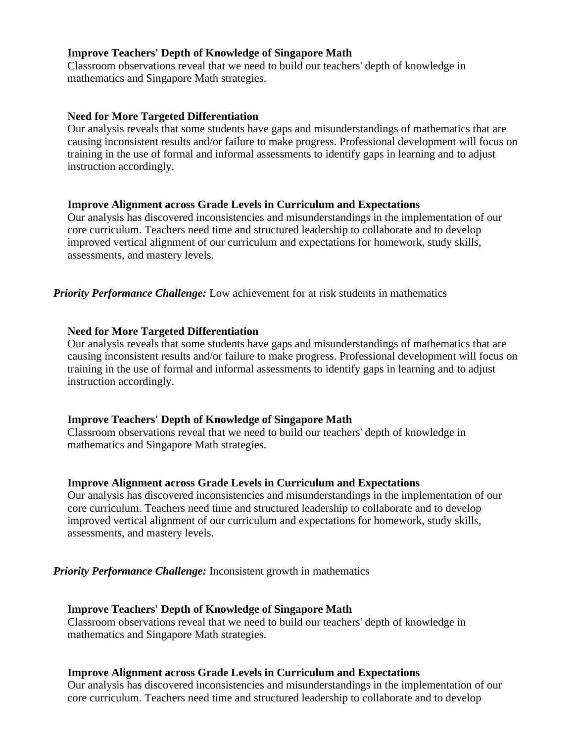**Improve Teachers' Depth of Knowledge of Singapore Math**
Classroom observations reveal that we need to build our teachers' depth of knowledge in mathematics and Singapore Math strategies.

**Need for More Targeted Differentiation**
Our analysis reveals that some students have gaps and misunderstandings of mathematics that are causing inconsistent results and/or failure to make progress. Professional development will focus on training in the use of formal and informal assessments to identify gaps in learning and to adjust instruction accordingly.

**Improve Alignment across Grade Levels in Curriculum and Expectations**
Our analysis has discovered inconsistencies and misunderstandings in the implementation of our core curriculum. Teachers need time and structured leadership to collaborate and to develop improved vertical alignment of our curriculum and expectations for homework, study skills, assessments, and mastery levels.

***Priority Performance Challenge:*** Low achievement for at risk students in mathematics

**Need for More Targeted Differentiation**
Our analysis reveals that some students have gaps and misunderstandings of mathematics that are causing inconsistent results and/or failure to make progress. Professional development will focus on training in the use of formal and informal assessments to identify gaps in learning and to adjust instruction accordingly.

**Improve Teachers' Depth of Knowledge of Singapore Math**
Classroom observations reveal that we need to build our teachers' depth of knowledge in mathematics and Singapore Math strategies.

**Improve Alignment across Grade Levels in Curriculum and Expectations**
Our analysis has discovered inconsistencies and misunderstandings in the implementation of our core curriculum. Teachers need time and structured leadership to collaborate and to develop improved vertical alignment of our curriculum and expectations for homework, study skills, assessments, and mastery levels.

***Priority Performance Challenge:*** Inconsistent growth in mathematics

**Improve Teachers' Depth of Knowledge of Singapore Math**
Classroom observations reveal that we need to build our teachers' depth of knowledge in mathematics and Singapore Math strategies.

**Improve Alignment across Grade Levels in Curriculum and Expectations**
Our analysis has discovered inconsistencies and misunderstandings in the implementation of our core curriculum. Teachers need time and structured leadership to collaborate and to develop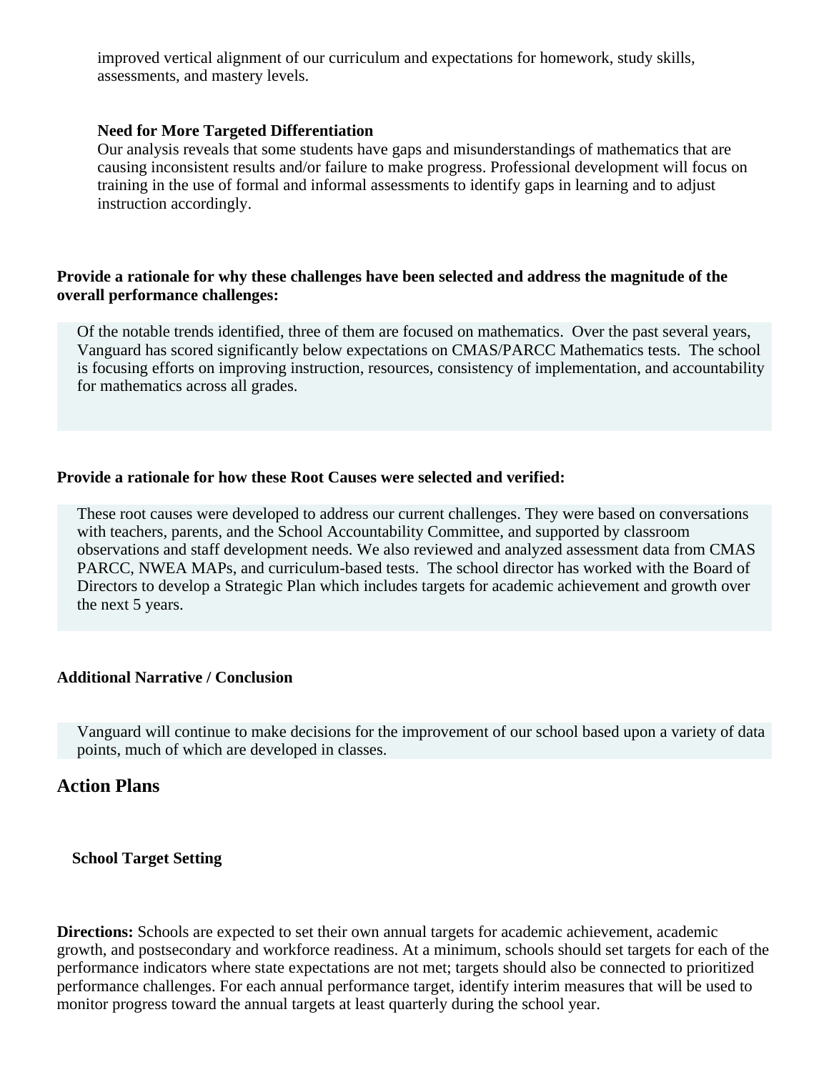improved vertical alignment of our curriculum and expectations for homework, study skills, assessments, and mastery levels.

**Need for More Targeted Differentiation**

Our analysis reveals that some students have gaps and misunderstandings of mathematics that are causing inconsistent results and/or failure to make progress. Professional development will focus on training in the use of formal and informal assessments to identify gaps in learning and to adjust instruction accordingly.

**Provide a rationale for why these challenges have been selected and address the magnitude of the overall performance challenges:**

Of the notable trends identified, three of them are focused on mathematics. Over the past several years, Vanguard has scored significantly below expectations on CMAS/PARCC Mathematics tests. The school is focusing efforts on improving instruction, resources, consistency of implementation, and accountability for mathematics across all grades.

**Provide a rationale for how these Root Causes were selected and verified:**

These root causes were developed to address our current challenges. They were based on conversations with teachers, parents, and the School Accountability Committee, and supported by classroom observations and staff development needs. We also reviewed and analyzed assessment data from CMAS PARCC, NWEA MAPs, and curriculum-based tests. The school director has worked with the Board of Directors to develop a Strategic Plan which includes targets for academic achievement and growth over the next 5 years.

**Additional Narrative / Conclusion**

Vanguard will continue to make decisions for the improvement of our school based upon a variety of data points, much of which are developed in classes.

## Action Plans

### School Target Setting

**Directions:** Schools are expected to set their own annual targets for academic achievement, academic growth, and postsecondary and workforce readiness. At a minimum, schools should set targets for each of the performance indicators where state expectations are not met; targets should also be connected to prioritized performance challenges. For each annual performance target, identify interim measures that will be used to monitor progress toward the annual targets at least quarterly during the school year.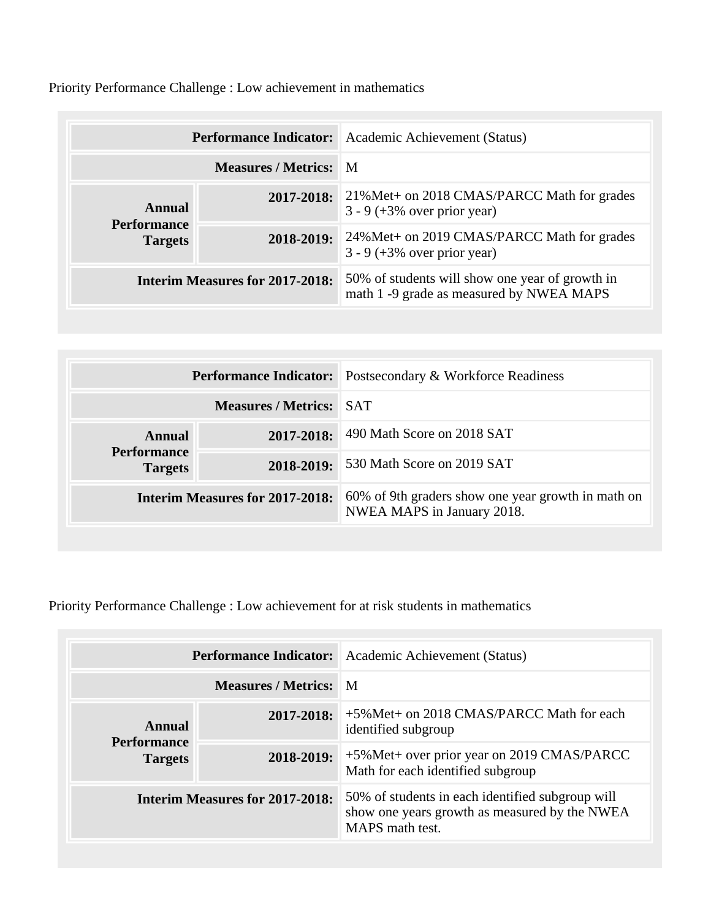Priority Performance Challenge : Low achievement in mathematics

| | | |
|---|---|---|
| **Performance Indicator:** | | Academic Achievement (Status) |
| **Measures / Metrics:** | | M |
| **Annual Performance Targets** | **2017-2018:** | 21%Met+ on 2018 CMAS/PARCC Math for grades 3 - 9 (+3% over prior year) |
| | **2018-2019:** | 24%Met+ on 2019 CMAS/PARCC Math for grades 3 - 9 (+3% over prior year) |
| **Interim Measures for 2017-2018:** | | 50% of students will show one year of growth in math 1 -9 grade as measured by NWEA MAPS |

| | | |
|---|---|---|
| **Performance Indicator:** | | Postsecondary & Workforce Readiness |
| **Measures / Metrics:** | | SAT |
| **Annual Performance Targets** | **2017-2018:** | 490 Math Score on 2018 SAT |
| | **2018-2019:** | 530 Math Score on 2019 SAT |
| **Interim Measures for 2017-2018:** | | 60% of 9th graders show one year growth in math on NWEA MAPS in January 2018. |

Priority Performance Challenge : Low achievement for at risk students in mathematics

| | | |
|---|---|---|
| **Performance Indicator:** | | Academic Achievement (Status) |
| **Measures / Metrics:** | | M |
| **Annual Performance Targets** | **2017-2018:** | +5%Met+ on 2018 CMAS/PARCC Math for each identified subgroup |
| | **2018-2019:** | +5%Met+ over prior year on 2019 CMAS/PARCC Math for each identified subgroup |
| **Interim Measures for 2017-2018:** | | 50% of students in each identified subgroup will show one years growth as measured by the NWEA MAPS math test. |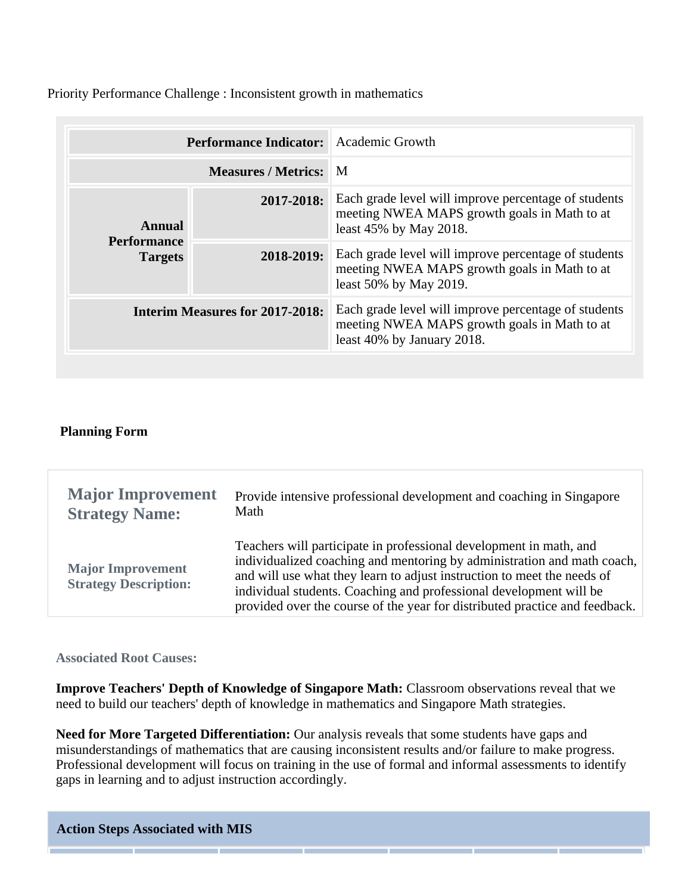Priority Performance Challenge : Inconsistent growth in mathematics

| | | |
|---|---|---|
| **Performance Indicator:** | | Academic Growth |
| **Measures / Metrics:** | | M |
| **Annual Performance Targets** | **2017-2018:** | Each grade level will improve percentage of students meeting NWEA MAPS growth goals in Math to at least 45% by May 2018. |
| | **2018-2019:** | Each grade level will improve percentage of students meeting NWEA MAPS growth goals in Math to at least 50% by May 2019. |
| **Interim Measures for 2017-2018:** | | Each grade level will improve percentage of students meeting NWEA MAPS growth goals in Math to at least 40% by January 2018. |

**Planning Form**

| | |
|---|---|
| **Major Improvement Strategy Name:** | Provide intensive professional development and coaching in Singapore Math |
| **Major Improvement Strategy Description:** | Teachers will participate in professional development in math, and individualized coaching and mentoring by administration and math coach, and will use what they learn to adjust instruction to meet the needs of individual students. Coaching and professional development will be provided over the course of the year for distributed practice and feedback. |

**Associated Root Causes:**

**Improve Teachers' Depth of Knowledge of Singapore Math:** Classroom observations reveal that we need to build our teachers' depth of knowledge in mathematics and Singapore Math strategies.

**Need for More Targeted Differentiation:** Our analysis reveals that some students have gaps and misunderstandings of mathematics that are causing inconsistent results and/or failure to make progress. Professional development will focus on training in the use of formal and informal assessments to identify gaps in learning and to adjust instruction accordingly.

**Action Steps Associated with MIS**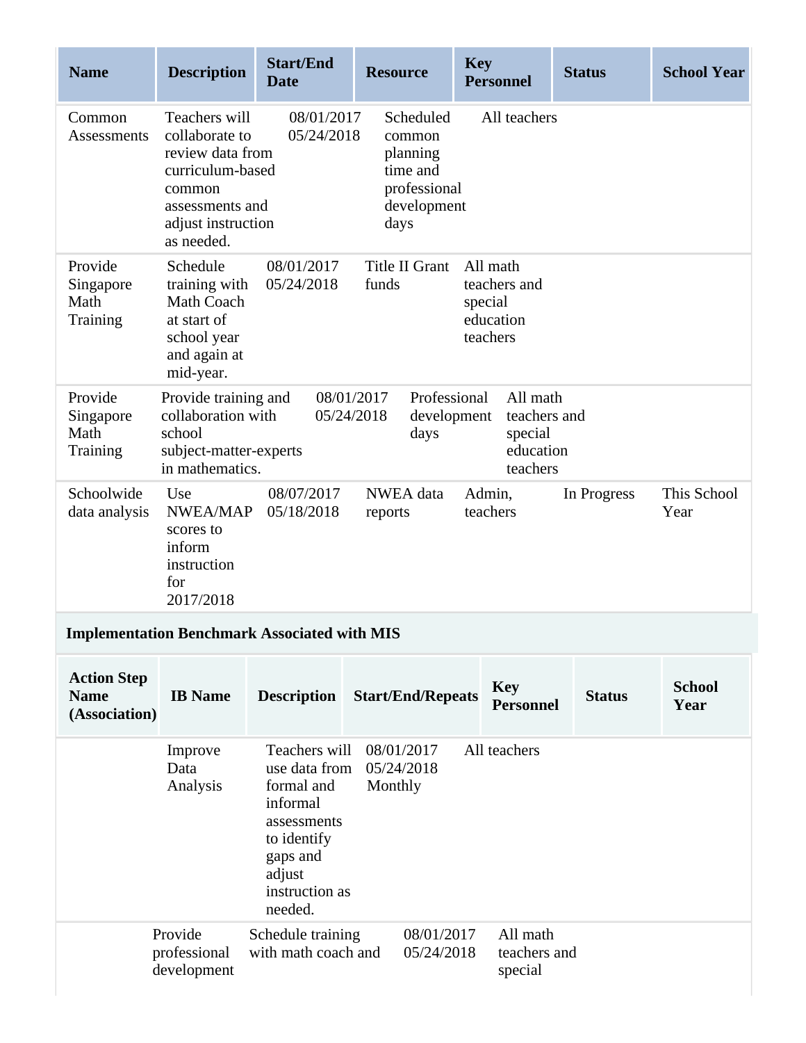| Name | Description | Start/End Date | Resource | Key Personnel | Status | School Year |
|---|---|---|---|---|---|---|
| Common Assessments | Teachers will collaborate to review data from curriculum-based common assessments and adjust instruction as needed. | 08/01/2017 05/24/2018 | Scheduled common planning time and professional development days | All teachers | | |
| Provide Singapore Math Training | Schedule training with Math Coach at start of school year and again at mid-year. | 08/01/2017 05/24/2018 | Title II Grant funds | All math teachers and special education teachers | | |
| Provide Singapore Math Training | Provide training and collaboration with school subject-matter-experts in mathematics. | 08/01/2017 05/24/2018 | Professional development days | All math teachers and special education teachers | | |
| Schoolwide data analysis | Use NWEA/MAP scores to inform instruction for 2017/2018 | 08/07/2017 05/18/2018 | NWEA data reports | Admin, teachers | In Progress | This School Year |

### Implementation Benchmark Associated with MIS

| Action Step Name (Association) | IB Name | Description | Start/End/Repeats | Key Personnel | Status | School Year |
|---|---|---|---|---|---|---|
| | Improve Data Analysis | Teachers will use data from formal and informal assessments to identify gaps and adjust instruction as needed. | 08/01/2017 05/24/2018 Monthly | All teachers | | |
| | Provide professional development | Schedule training with math coach and | 08/01/2017 05/24/2018 | All math teachers and special | | |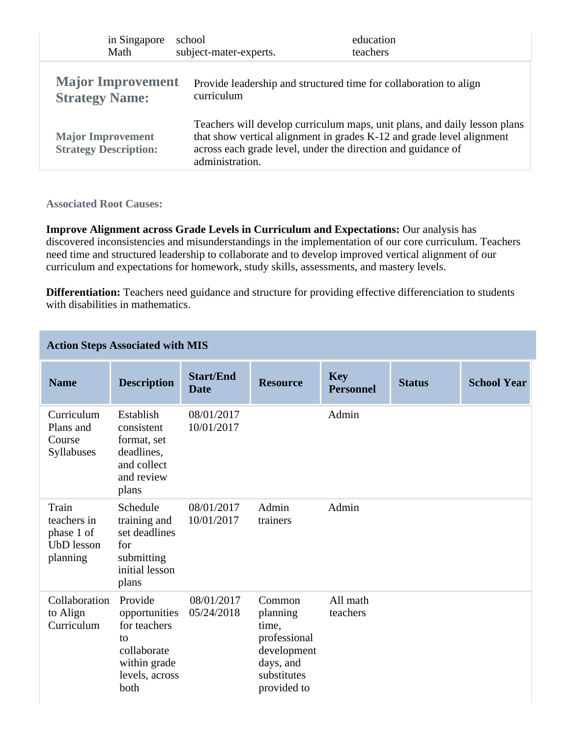| | | |
|---|---|---|
| in Singapore Math | school subject-mater-experts. | education teachers |

| | |
|---|---|
| **Major Improvement Strategy Name:** | Provide leadership and structured time for collaboration to align curriculum |
| **Major Improvement Strategy Description:** | Teachers will develop curriculum maps, unit plans, and daily lesson plans that show vertical alignment in grades K-12 and grade level alignment across each grade level, under the direction and guidance of administration. |

**Associated Root Causes:**

**Improve Alignment across Grade Levels in Curriculum and Expectations:** Our analysis has discovered inconsistencies and misunderstandings in the implementation of our core curriculum. Teachers need time and structured leadership to collaborate and to develop improved vertical alignment of our curriculum and expectations for homework, study skills, assessments, and mastery levels.

**Differentiation:** Teachers need guidance and structure for providing effective differenciation to students with disabilities in mathematics.

**Action Steps Associated with MIS**

| Name | Description | Start/End Date | Resource | Key Personnel | Status | School Year |
|---|---|---|---|---|---|---|
| Curriculum Plans and Course Syllabuses | Establish consistent format, set deadlines, and collect and review plans | 08/01/2017 10/01/2017 | | Admin | | |
| Train teachers in phase 1 of UbD lesson planning | Schedule training and set deadlines for submitting initial lesson plans | 08/01/2017 10/01/2017 | Admin trainers | Admin | | |
| Collaboration to Align Curriculum | Provide opportunities for teachers to collaborate within grade levels, across both | 08/01/2017 05/24/2018 | Common planning time, professional development days, and substitutes provided to | All math teachers | | |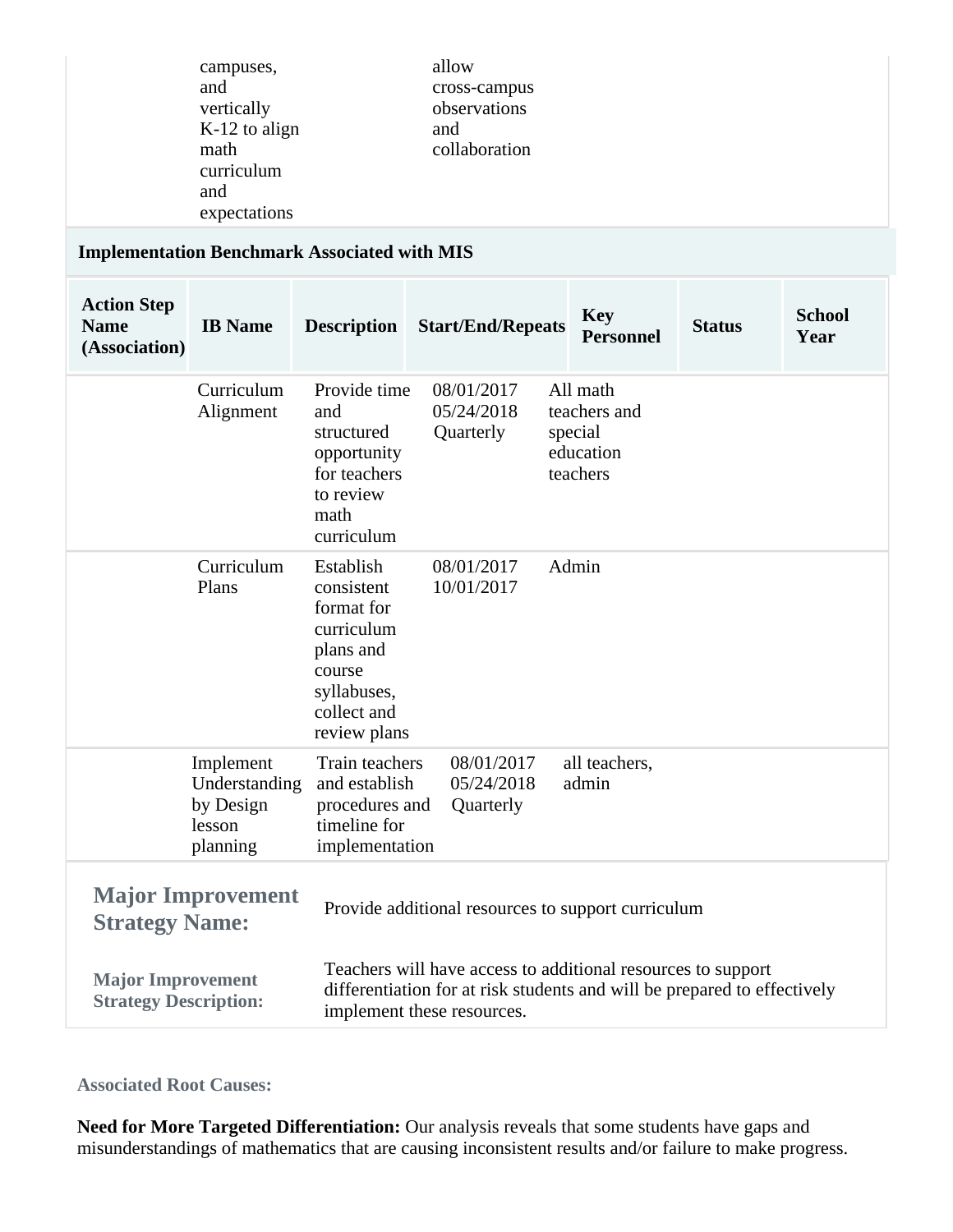| | campuses, and vertically K-12 to align math curriculum and expectations | | allow cross-campus observations and collaboration | | | |
|---|---|---|---|---|---|---|

**Implementation Benchmark Associated with MIS**

| Action Step Name (Association) | IB Name | Description | Start/End/Repeats | Key Personnel | Status | School Year |
|---|---|---|---|---|---|---|
| | Curriculum Alignment | Provide time and structured opportunity for teachers to review math curriculum | 08/01/2017 05/24/2018 Quarterly | All math teachers and special education teachers | | |
| | Curriculum Plans | Establish consistent format for curriculum plans and course syllabuses, collect and review plans | 08/01/2017 10/01/2017 | Admin | | |
| | Implement Understanding by Design lesson planning | Train teachers and establish procedures and timeline for implementation | 08/01/2017 05/24/2018 Quarterly | all teachers, admin | | |

| | |
|---|---|
| **Major Improvement Strategy Name:** | Provide additional resources to support curriculum |
| **Major Improvement Strategy Description:** | Teachers will have access to additional resources to support differentiation for at risk students and will be prepared to effectively implement these resources. |

**Associated Root Causes:**

**Need for More Targeted Differentiation:** Our analysis reveals that some students have gaps and misunderstandings of mathematics that are causing inconsistent results and/or failure to make progress.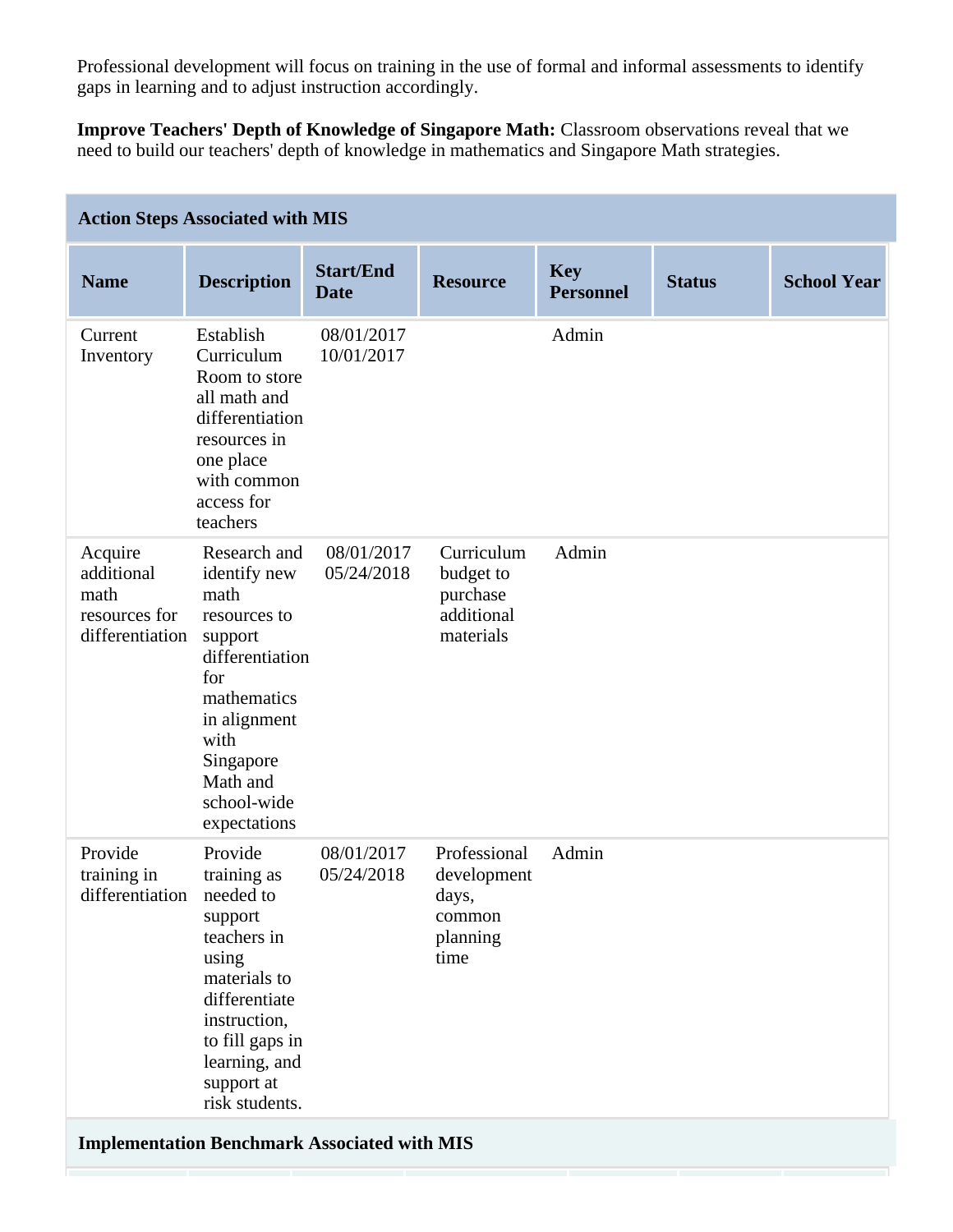Professional development will focus on training in the use of formal and informal assessments to identify gaps in learning and to adjust instruction accordingly.

**Improve Teachers' Depth of Knowledge of Singapore Math:** Classroom observations reveal that we need to build our teachers' depth of knowledge in mathematics and Singapore Math strategies.

**Action Steps Associated with MIS**

| Name | Description | Start/End Date | Resource | Key Personnel | Status | School Year |
|---|---|---|---|---|---|---|
| Current Inventory | Establish Curriculum Room to store all math and differentiation resources in one place with common access for teachers | 08/01/2017 10/01/2017 | | Admin | | |
| Acquire additional math resources for differentiation | Research and identify new math resources to support differentiation for mathematics in alignment with Singapore Math and school-wide expectations | 08/01/2017 05/24/2018 | Curriculum budget to purchase additional materials | Admin | | |
| Provide training in differentiation | Provide training as needed to support teachers in using materials to differentiate instruction, to fill gaps in learning, and support at risk students. | 08/01/2017 05/24/2018 | Professional development days, common planning time | Admin | | |

**Implementation Benchmark Associated with MIS**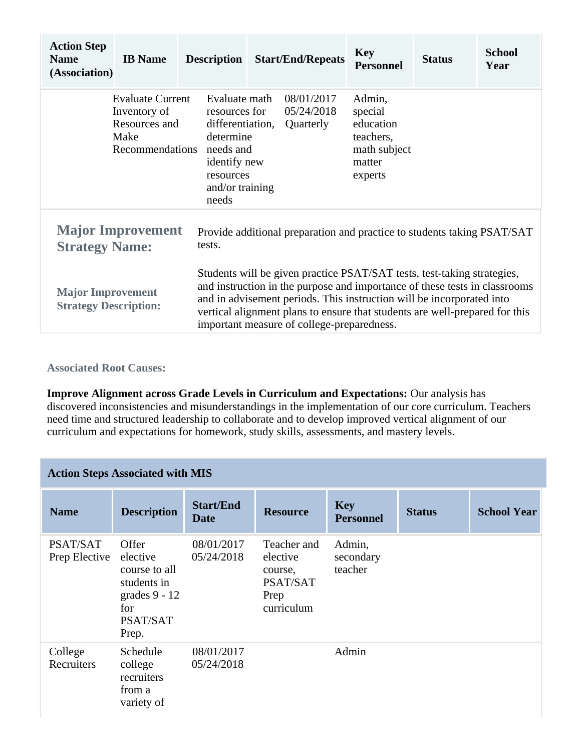| Action Step Name (Association) | IB Name | Description | Start/End/Repeats | Key Personnel | Status | School Year |
|---|---|---|---|---|---|---|
| | Evaluate Current Inventory of Resources and Make Recommendations | Evaluate math resources for differentiation, determine needs and identify new resources and/or training needs | 08/01/2017 05/24/2018 Quarterly | Admin, special education teachers, math subject matter experts | | |

**Major Improvement Strategy Name:** Provide additional preparation and practice to students taking PSAT/SAT tests.

**Major Improvement Strategy Description:** Students will be given practice PSAT/SAT tests, test-taking strategies, and instruction in the purpose and importance of these tests in classrooms and in advisement periods. This instruction will be incorporated into vertical alignment plans to ensure that students are well-prepared for this important measure of college-preparedness.

**Associated Root Causes:**

**Improve Alignment across Grade Levels in Curriculum and Expectations:** Our analysis has discovered inconsistencies and misunderstandings in the implementation of our core curriculum. Teachers need time and structured leadership to collaborate and to develop improved vertical alignment of our curriculum and expectations for homework, study skills, assessments, and mastery levels.

**Action Steps Associated with MIS**

| Name | Description | Start/End Date | Resource | Key Personnel | Status | School Year |
|---|---|---|---|---|---|---|
| PSAT/SAT Prep Elective | Offer elective course to all students in grades 9 - 12 for PSAT/SAT Prep. | 08/01/2017 05/24/2018 | Teacher and elective course, PSAT/SAT Prep curriculum | Admin, secondary teacher | | |
| College Recruiters | Schedule college recruiters from a variety of | 08/01/2017 05/24/2018 | | Admin | | |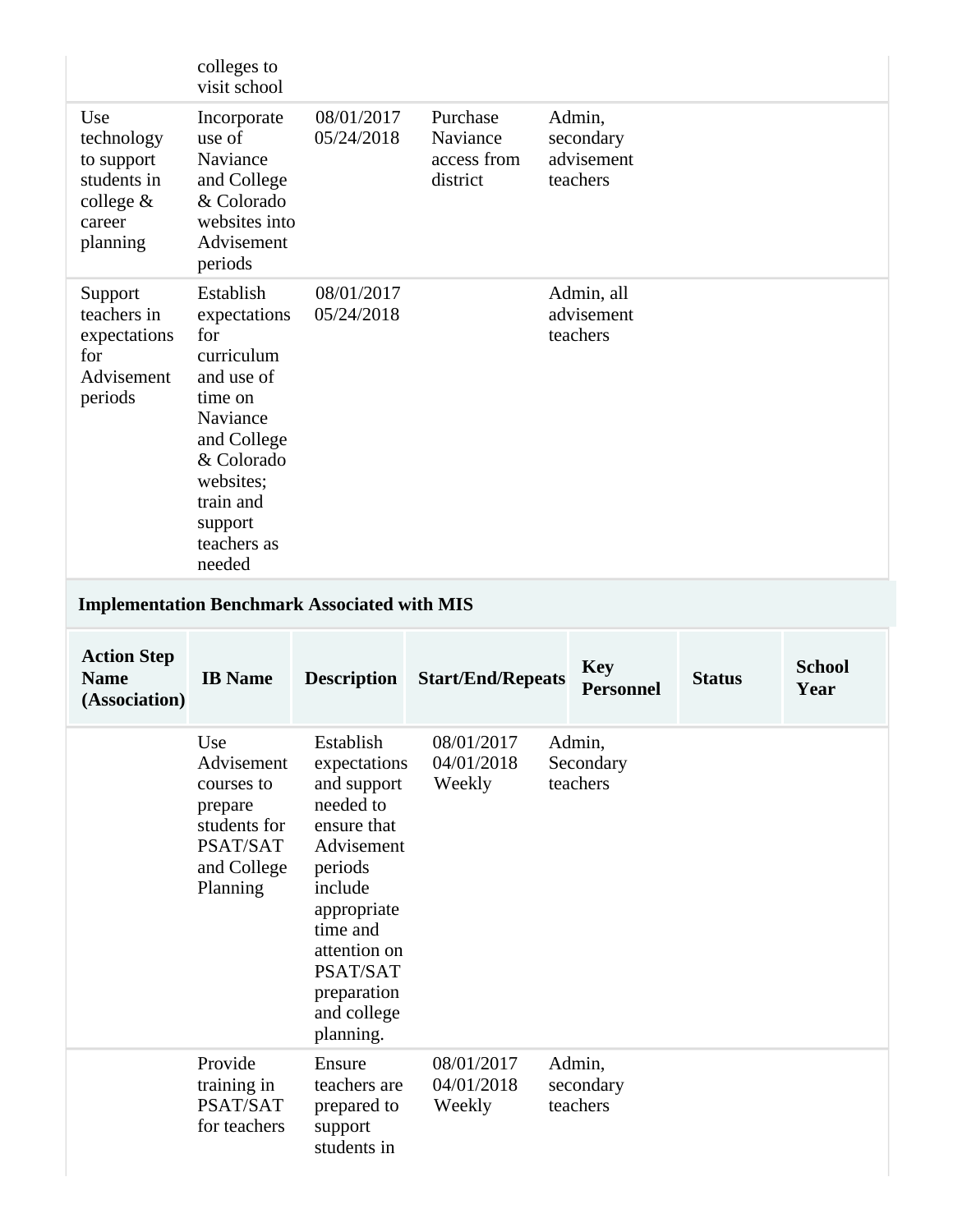| | | | | |
|---|---|---|---|---|
| | colleges to visit school | | | |
| Use technology to support students in college & career planning | Incorporate use of Naviance and College & Colorado websites into Advisement periods | 08/01/2017 05/24/2018 | Purchase Naviance access from district | Admin, secondary advisement teachers |
| Support teachers in expectations for Advisement periods | Establish expectations for curriculum and use of time on Naviance and College & Colorado websites; train and support teachers as needed | 08/01/2017 05/24/2018 | | Admin, all advisement teachers |

### Implementation Benchmark Associated with MIS

| Action Step Name (Association) | IB Name | Description | Start/End/Repeats | Key Personnel | Status | School Year |
|---|---|---|---|---|---|---|
| | Use Advisement courses to prepare students for PSAT/SAT and College Planning | Establish expectations and support needed to ensure that Advisement periods include appropriate time and attention on PSAT/SAT preparation and college planning. | 08/01/2017 04/01/2018 Weekly | Admin, Secondary teachers | | |
| | Provide training in PSAT/SAT for teachers | Ensure teachers are prepared to support students in | 08/01/2017 04/01/2018 Weekly | Admin, secondary teachers | | |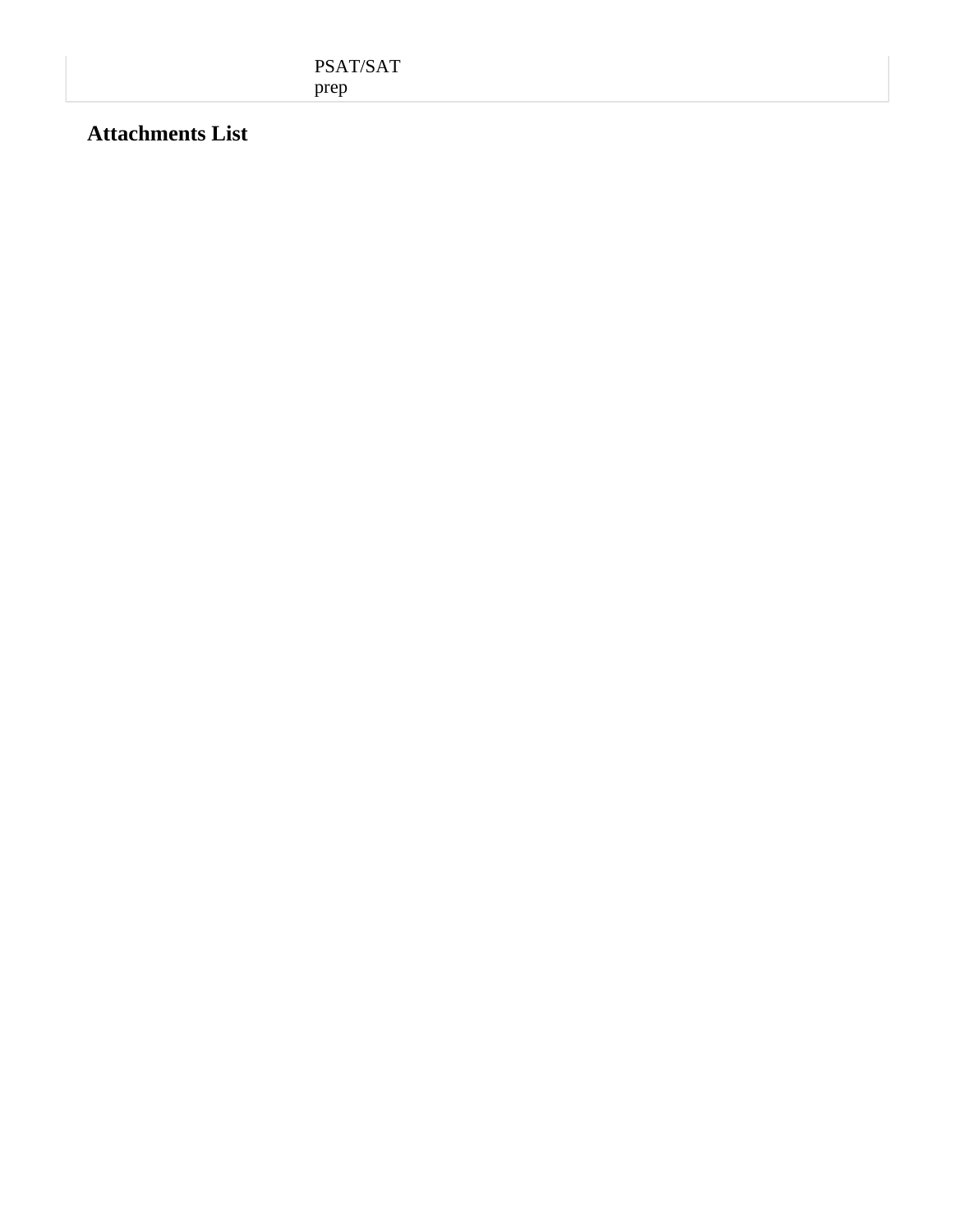| | | |
|---|---|---|
| | PSAT/SAT prep | |

## Attachments List